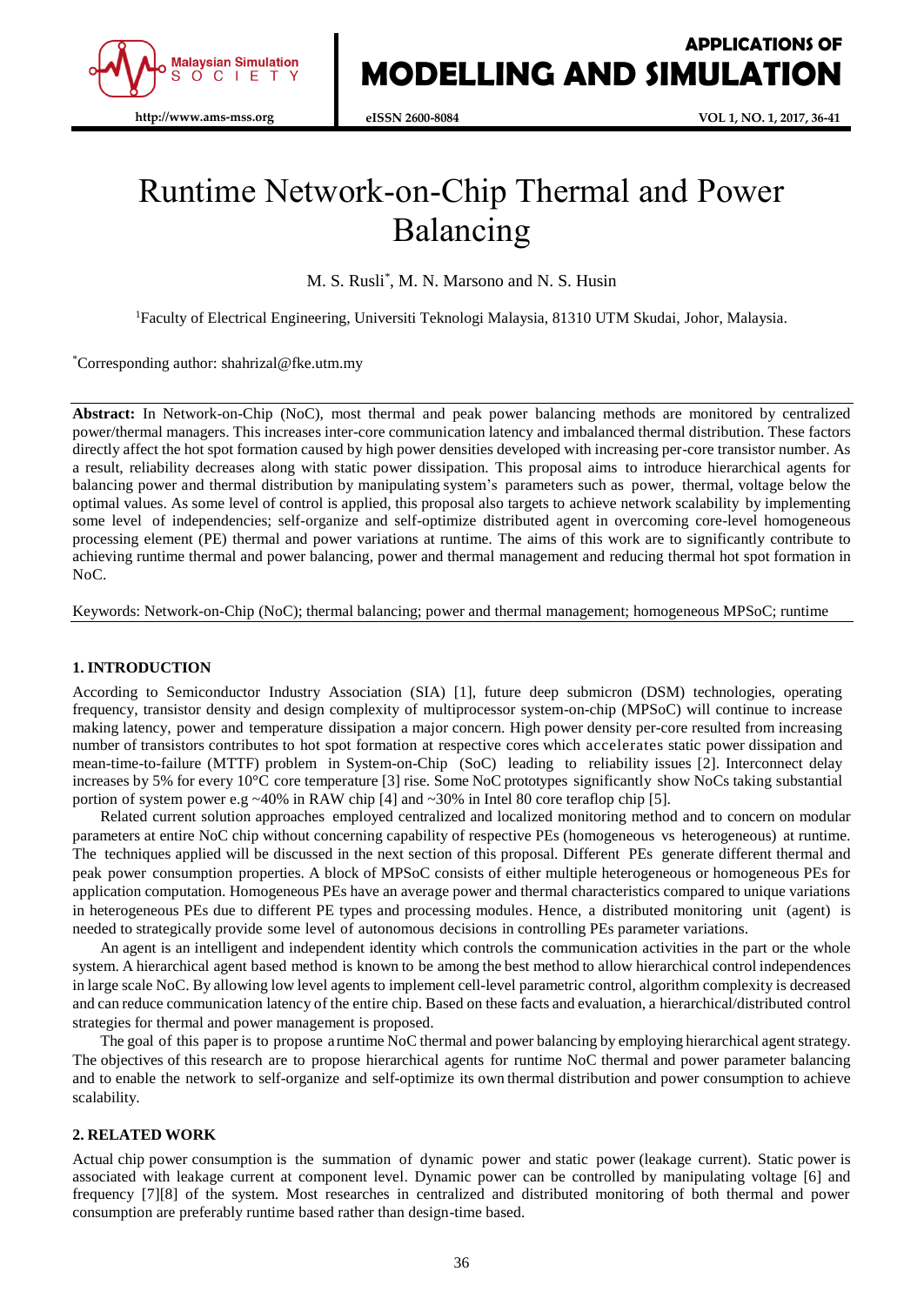# Runtime Network-on-Chip Thermal and Power Balancing

M. S. Rusli*, M. N. Marsono and N. S. Husin

[1]Faculty of Electrical Engineering, Universiti Teknologi Malaysia, 81310 UTM Skudai, Johor, Malaysia.

*Corresponding author: shahrizal@fke.utm.my

**Abstract:** In Network-on-Chip (NoC), most thermal and peak power balancing methods are monitored by centralized power/thermal managers. This increases inter-core communication latency and imbalanced thermal distribution. These factors directly affect the hot spot formation caused by high power densities developed with increasing per-core transistor number. As a result, reliability decreases along with static power dissipation. This proposal aims to introduce hierarchical agents for balancing power and thermal distribution by manipulating system's parameters such as power, thermal, voltage below the optimal values. As some level of control is applied, this proposal also targets to achieve network scalability by implementing some level of independencies; self-organize and self-optimize distributed agent in overcoming core-level homogeneous processing element (PE) thermal and power variations at runtime. The aims of this work are to significantly contribute to achieving runtime thermal and power balancing, power and thermal management and reducing thermal hot spot formation in NoC.

Keywords: Network-on-Chip (NoC); thermal balancing; power and thermal management; homogeneous MPSoC; runtime

## 1. INTRODUCTION

According to Semiconductor Industry Association (SIA) [1], future deep submicron (DSM) technologies, operating frequency, transistor density and design complexity of multiprocessor system-on-chip (MPSoC) will continue to increase making latency, power and temperature dissipation a major concern. High power density per-core resulted from increasing number of transistors contributes to hot spot formation at respective cores which accelerates static power dissipation and mean-time-to-failure (MTTF) problem in System-on-Chip (SoC) leading to reliability issues [2]. Interconnect delay increases by 5% for every 10°C core temperature [3] rise. Some NoC prototypes significantly show NoCs taking substantial portion of system power e.g ~40% in RAW chip [4] and ~30% in Intel 80 core teraflop chip [5].

Related current solution approaches employed centralized and localized monitoring method and to concern on modular parameters at entire NoC chip without concerning capability of respective PEs (homogeneous vs heterogeneous) at runtime. The techniques applied will be discussed in the next section of this proposal. Different PEs generate different thermal and peak power consumption properties. A block of MPSoC consists of either multiple heterogeneous or homogeneous PEs for application computation. Homogeneous PEs have an average power and thermal characteristics compared to unique variations in heterogeneous PEs due to different PE types and processing modules. Hence, a distributed monitoring unit (agent) is needed to strategically provide some level of autonomous decisions in controlling PEs parameter variations.

An agent is an intelligent and independent identity which controls the communication activities in the part or the whole system. A hierarchical agent based method is known to be among the best method to allow hierarchical control independences in large scale NoC. By allowing low level agents to implement cell-level parametric control, algorithm complexity is decreased and can reduce communication latency of the entire chip. Based on these facts and evaluation, a hierarchical/distributed control strategies for thermal and power management is proposed.

The goal of this paper is to propose a runtime NoC thermal and power balancing by employing hierarchical agent strategy. The objectives of this research are to propose hierarchical agents for runtime NoC thermal and power parameter balancing and to enable the network to self-organize and self-optimize its own thermal distribution and power consumption to achieve scalability.

## 2. RELATED WORK

Actual chip power consumption is the summation of dynamic power and static power (leakage current). Static power is associated with leakage current at component level. Dynamic power can be controlled by manipulating voltage [6] and frequency [7][8] of the system. Most researches in centralized and distributed monitoring of both thermal and power consumption are preferably runtime based rather than design-time based.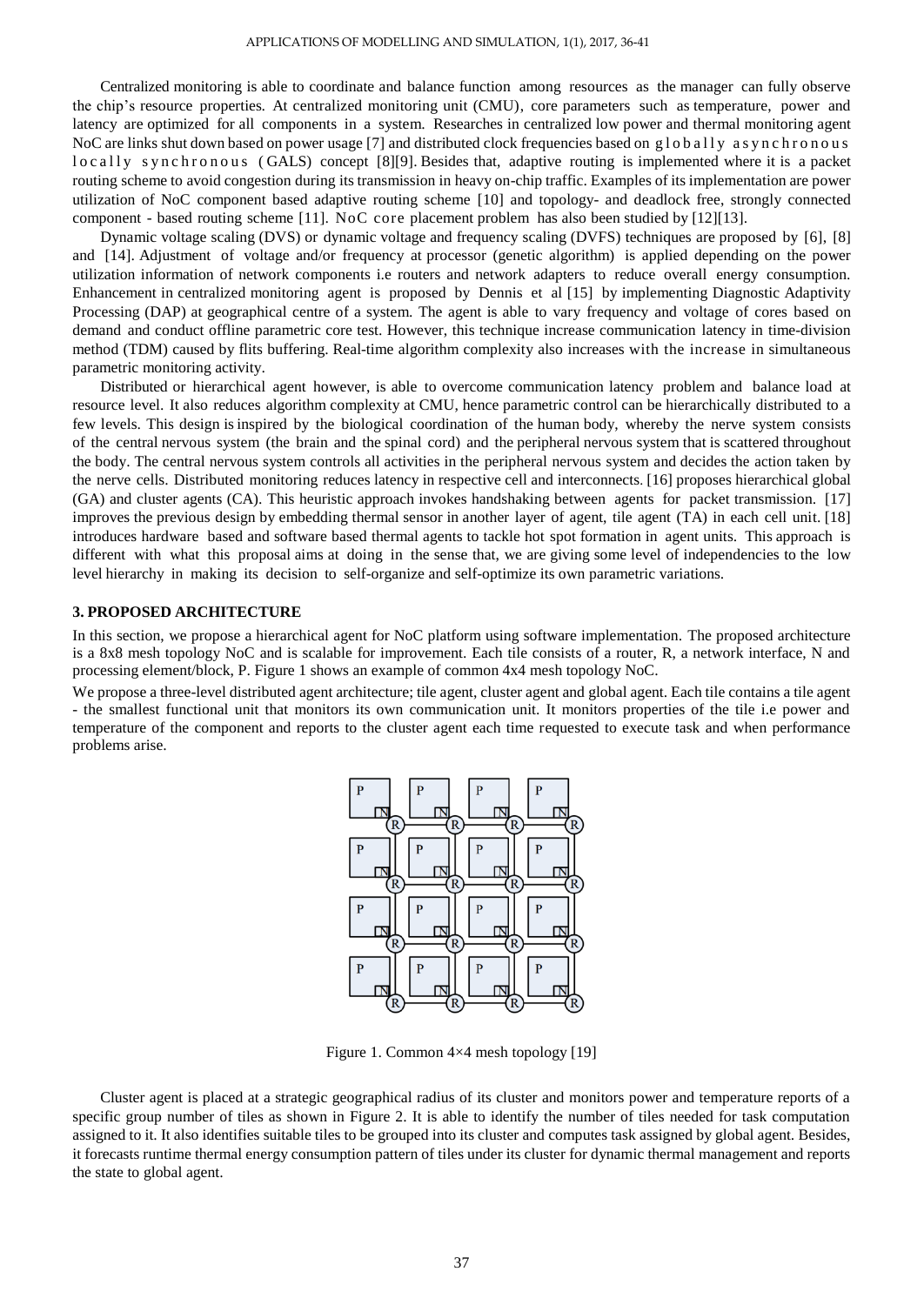Centralized monitoring is able to coordinate and balance function among resources as the manager can fully observe the chip's resource properties. At centralized monitoring unit (CMU), core parameters such as temperature, power and latency are optimized for all components in a system. Researches in centralized low power and thermal monitoring agent NoC are links shut down based on power usage [7] and distributed clock frequencies based on globally asynchronous locally synchronous (GALS) concept [8][9]. Besides that, adaptive routing is implemented where it is a packet routing scheme to avoid congestion during its transmission in heavy on-chip traffic. Examples of its implementation are power utilization of NoC component based adaptive routing scheme [10] and topology- and deadlock free, strongly connected component - based routing scheme [11]. NoC core placement problem has also been studied by [12][13].

Dynamic voltage scaling (DVS) or dynamic voltage and frequency scaling (DVFS) techniques are proposed by [6], [8] and [14]. Adjustment of voltage and/or frequency at processor (genetic algorithm) is applied depending on the power utilization information of network components i.e routers and network adapters to reduce overall energy consumption. Enhancement in centralized monitoring agent is proposed by Dennis et al [15] by implementing Diagnostic Adaptivity Processing (DAP) at geographical centre of a system. The agent is able to vary frequency and voltage of cores based on demand and conduct offline parametric core test. However, this technique increase communication latency in time-division method (TDM) caused by flits buffering. Real-time algorithm complexity also increases with the increase in simultaneous parametric monitoring activity.

Distributed or hierarchical agent however, is able to overcome communication latency problem and balance load at resource level. It also reduces algorithm complexity at CMU, hence parametric control can be hierarchically distributed to a few levels. This design is inspired by the biological coordination of the human body, whereby the nerve system consists of the central nervous system (the brain and the spinal cord) and the peripheral nervous system that is scattered throughout the body. The central nervous system controls all activities in the peripheral nervous system and decides the action taken by the nerve cells. Distributed monitoring reduces latency in respective cell and interconnects. [16] proposes hierarchical global (GA) and cluster agents (CA). This heuristic approach invokes handshaking between agents for packet transmission. [17] improves the previous design by embedding thermal sensor in another layer of agent, tile agent (TA) in each cell unit. [18] introduces hardware based and software based thermal agents to tackle hot spot formation in agent units. This approach is different with what this proposal aims at doing in the sense that, we are giving some level of independencies to the low level hierarchy in making its decision to self-organize and self-optimize its own parametric variations.

## 3. PROPOSED ARCHITECTURE

In this section, we propose a hierarchical agent for NoC platform using software implementation. The proposed architecture is a 8x8 mesh topology NoC and is scalable for improvement. Each tile consists of a router, R, a network interface, N and processing element/block, P. Figure 1 shows an example of common 4x4 mesh topology NoC.

We propose a three-level distributed agent architecture; tile agent, cluster agent and global agent. Each tile contains a tile agent - the smallest functional unit that monitors its own communication unit. It monitors properties of the tile i.e power and temperature of the component and reports to the cluster agent each time requested to execute task and when performance problems arise.

Figure 1. Common 4×4 mesh topology [19]

Cluster agent is placed at a strategic geographical radius of its cluster and monitors power and temperature reports of a specific group number of tiles as shown in Figure 2. It is able to identify the number of tiles needed for task computation assigned to it. It also identifies suitable tiles to be grouped into its cluster and computes task assigned by global agent. Besides, it forecasts runtime thermal energy consumption pattern of tiles under its cluster for dynamic thermal management and reports the state to global agent.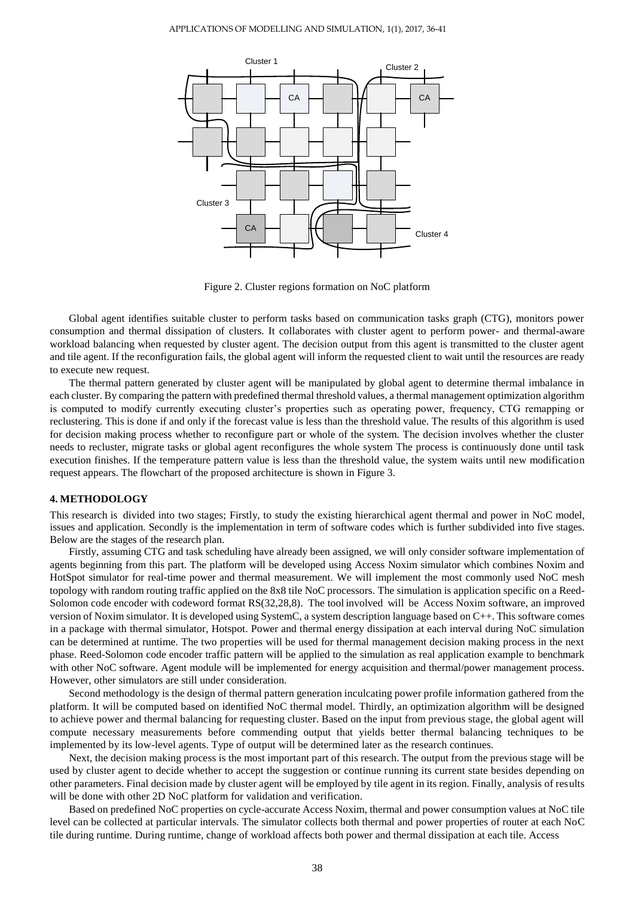Figure 2. Cluster regions formation on NoC platform

Global agent identifies suitable cluster to perform tasks based on communication tasks graph (CTG), monitors power consumption and thermal dissipation of clusters. It collaborates with cluster agent to perform power- and thermal-aware workload balancing when requested by cluster agent. The decision output from this agent is transmitted to the cluster agent and tile agent. If the reconfiguration fails, the global agent will inform the requested client to wait until the resources are ready to execute new request.

The thermal pattern generated by cluster agent will be manipulated by global agent to determine thermal imbalance in each cluster. By comparing the pattern with predefined thermal threshold values, a thermal management optimization algorithm is computed to modify currently executing cluster's properties such as operating power, frequency, CTG remapping or reclustering. This is done if and only if the forecast value is less than the threshold value. The results of this algorithm is used for decision making process whether to reconfigure part or whole of the system. The decision involves whether the cluster needs to recluster, migrate tasks or global agent reconfigures the whole system The process is continuously done until task execution finishes. If the temperature pattern value is less than the threshold value, the system waits until new modification request appears. The flowchart of the proposed architecture is shown in Figure 3.

## 4. METHODOLOGY

This research is divided into two stages; Firstly, to study the existing hierarchical agent thermal and power in NoC model, issues and application. Secondly is the implementation in term of software codes which is further subdivided into five stages. Below are the stages of the research plan.

Firstly, assuming CTG and task scheduling have already been assigned, we will only consider software implementation of agents beginning from this part. The platform will be developed using Access Noxim simulator which combines Noxim and HotSpot simulator for real-time power and thermal measurement. We will implement the most commonly used NoC mesh topology with random routing traffic applied on the 8x8 tile NoC processors. The simulation is application specific on a Reed-Solomon code encoder with codeword format RS(32,28,8). The tool involved will be Access Noxim software, an improved version of Noxim simulator. It is developed using SystemC, a system description language based on C++. This software comes in a package with thermal simulator, Hotspot. Power and thermal energy dissipation at each interval during NoC simulation can be determined at runtime. The two properties will be used for thermal management decision making process in the next phase. Reed-Solomon code encoder traffic pattern will be applied to the simulation as real application example to benchmark with other NoC software. Agent module will be implemented for energy acquisition and thermal/power management process. However, other simulators are still under consideration.

Second methodology is the design of thermal pattern generation inculcating power profile information gathered from the platform. It will be computed based on identified NoC thermal model. Thirdly, an optimization algorithm will be designed to achieve power and thermal balancing for requesting cluster. Based on the input from previous stage, the global agent will compute necessary measurements before commending output that yields better thermal balancing techniques to be implemented by its low-level agents. Type of output will be determined later as the research continues.

Next, the decision making process is the most important part of this research. The output from the previous stage will be used by cluster agent to decide whether to accept the suggestion or continue running its current state besides depending on other parameters. Final decision made by cluster agent will be employed by tile agent in its region. Finally, analysis of results will be done with other 2D NoC platform for validation and verification.

Based on predefined NoC properties on cycle-accurate Access Noxim, thermal and power consumption values at NoC tile level can be collected at particular intervals. The simulator collects both thermal and power properties of router at each NoC tile during runtime. During runtime, change of workload affects both power and thermal dissipation at each tile. Access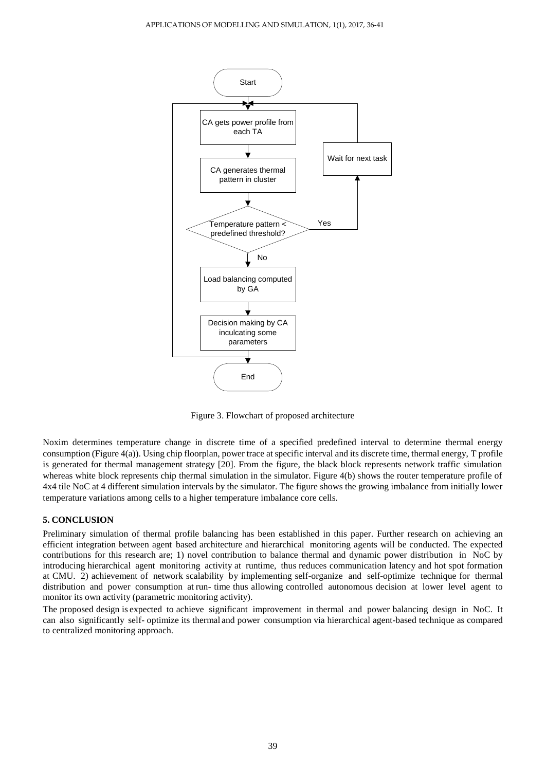Figure 3. Flowchart of proposed architecture

Noxim determines temperature change in discrete time of a specified predefined interval to determine thermal energy consumption (Figure 4(a)). Using chip floorplan, power trace at specific interval and its discrete time, thermal energy, T profile is generated for thermal management strategy [20]. From the figure, the black block represents network traffic simulation whereas white block represents chip thermal simulation in the simulator. Figure 4(b) shows the router temperature profile of 4x4 tile NoC at 4 different simulation intervals by the simulator. The figure shows the growing imbalance from initially lower temperature variations among cells to a higher temperature imbalance core cells.

## 5. CONCLUSION

Preliminary simulation of thermal profile balancing has been established in this paper. Further research on achieving an efficient integration between agent based architecture and hierarchical monitoring agents will be conducted. The expected contributions for this research are; 1) novel contribution to balance thermal and dynamic power distribution in NoC by introducing hierarchical agent monitoring activity at runtime, thus reduces communication latency and hot spot formation at CMU. 2) achievement of network scalability by implementing self-organize and self-optimize technique for thermal distribution and power consumption at run- time thus allowing controlled autonomous decision at lower level agent to monitor its own activity (parametric monitoring activity).

The proposed design is expected to achieve significant improvement in thermal and power balancing design in NoC. It can also significantly self- optimize its thermal and power consumption via hierarchical agent-based technique as compared to centralized monitoring approach.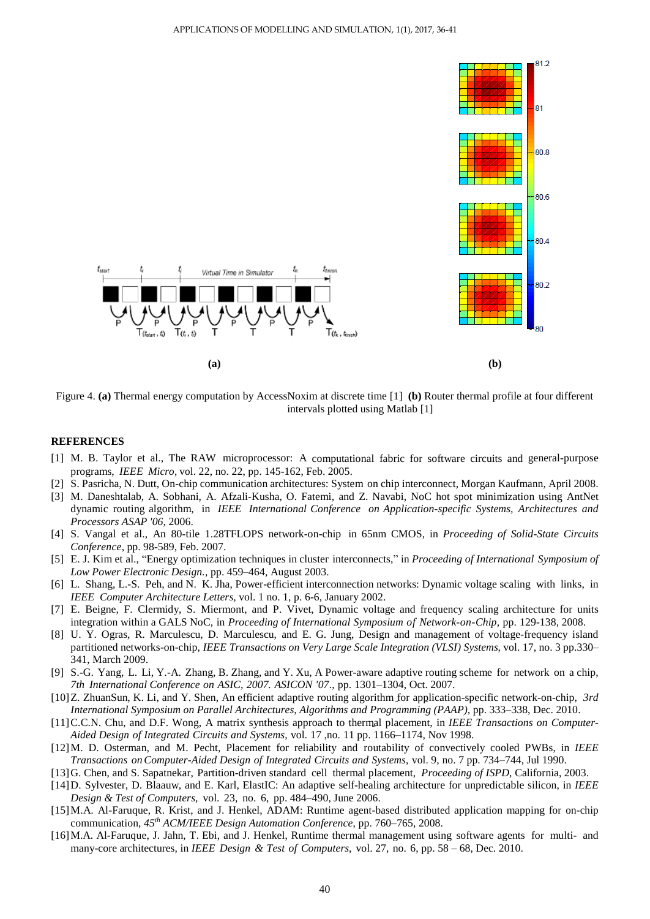Figure 4. **(a)** Thermal energy computation by AccessNoxim at discrete time [1] **(b)** Router thermal profile at four different intervals plotted using Matlab [1]

### REFERENCES

[1] M. B. Taylor et al., The RAW microprocessor: A computational fabric for software circuits and general-purpose programs, *IEEE Micro*, vol. 22, no. 22, pp. 145-162, Feb. 2005.

[2] S. Pasricha, N. Dutt, On-chip communication architectures: System on chip interconnect, Morgan Kaufmann, April 2008.

[3] M. Daneshtalab, A. Sobhani, A. Afzali-Kusha, O. Fatemi, and Z. Navabi, NoC hot spot minimization using AntNet dynamic routing algorithm, in *IEEE International Conference on Application-specific Systems, Architectures and Processors ASAP '06*, 2006.

[4] S. Vangal et al., An 80-tile 1.28TFLOPS network-on-chip in 65nm CMOS, in *Proceeding of Solid-State Circuits Conference*, pp. 98-589, Feb. 2007.

[5] E. J. Kim et al., "Energy optimization techniques in cluster interconnects," in *Proceeding of International Symposium of Low Power Electronic Design.*, pp. 459–464, August 2003.

[6] L. Shang, L.-S. Peh, and N. K. Jha, Power-efficient interconnection networks: Dynamic voltage scaling with links, in *IEEE Computer Architecture Letters*, vol. 1 no. 1, p. 6-6, January 2002.

[7] E. Beigne, F. Clermidy, S. Miermont, and P. Vivet, Dynamic voltage and frequency scaling architecture for units integration within a GALS NoC, in *Proceeding of International Symposium of Network-on-Chip*, pp. 129-138, 2008.

[8] U. Y. Ogras, R. Marculescu, D. Marculescu, and E. G. Jung, Design and management of voltage-frequency island partitioned networks-on-chip, *IEEE Transactions on Very Large Scale Integration (VLSI) Systems*, vol. 17, no. 3 pp.330–341, March 2009.

[9] S.-G. Yang, L. Li, Y.-A. Zhang, B. Zhang, and Y. Xu, A Power-aware adaptive routing scheme for network on a chip, *7th International Conference on ASIC, 2007. ASICON '07*., pp. 1301–1304, Oct. 2007.

[10] Z. ZhuanSun, K. Li, and Y. Shen, An efficient adaptive routing algorithm for application-specific network-on-chip, *3rd International Symposium on Parallel Architectures, Algorithms and Programming (PAAP)*, pp. 333–338, Dec. 2010.

[11] C.C.N. Chu, and D.F. Wong, A matrix synthesis approach to thermal placement, in *IEEE Transactions on Computer-Aided Design of Integrated Circuits and Systems*, vol. 17 ,no. 11 pp. 1166–1174, Nov 1998.

[12] M. D. Osterman, and M. Pecht, Placement for reliability and routability of convectively cooled PWBs, in *IEEE Transactions on Computer-Aided Design of Integrated Circuits and Systems*, vol. 9, no. 7 pp. 734–744, Jul 1990.

[13] G. Chen, and S. Sapatnekar, Partition-driven standard cell thermal placement, *Proceeding of ISPD*, California, 2003.

[14] D. Sylvester, D. Blaauw, and E. Karl, ElastIC: An adaptive self-healing architecture for unpredictable silicon, in *IEEE Design & Test of Computers*, vol. 23, no. 6, pp. 484–490, June 2006.

[15] M.A. Al-Faruque, R. Krist, and J. Henkel, ADAM: Runtime agent-based distributed application mapping for on-chip communication, *45th ACM/IEEE Design Automation Conference*, pp. 760–765, 2008.

[16] M.A. Al-Faruque, J. Jahn, T. Ebi, and J. Henkel, Runtime thermal management using software agents for multi- and many-core architectures, in *IEEE Design & Test of Computers*, vol. 27, no. 6, pp. 58 – 68, Dec. 2010.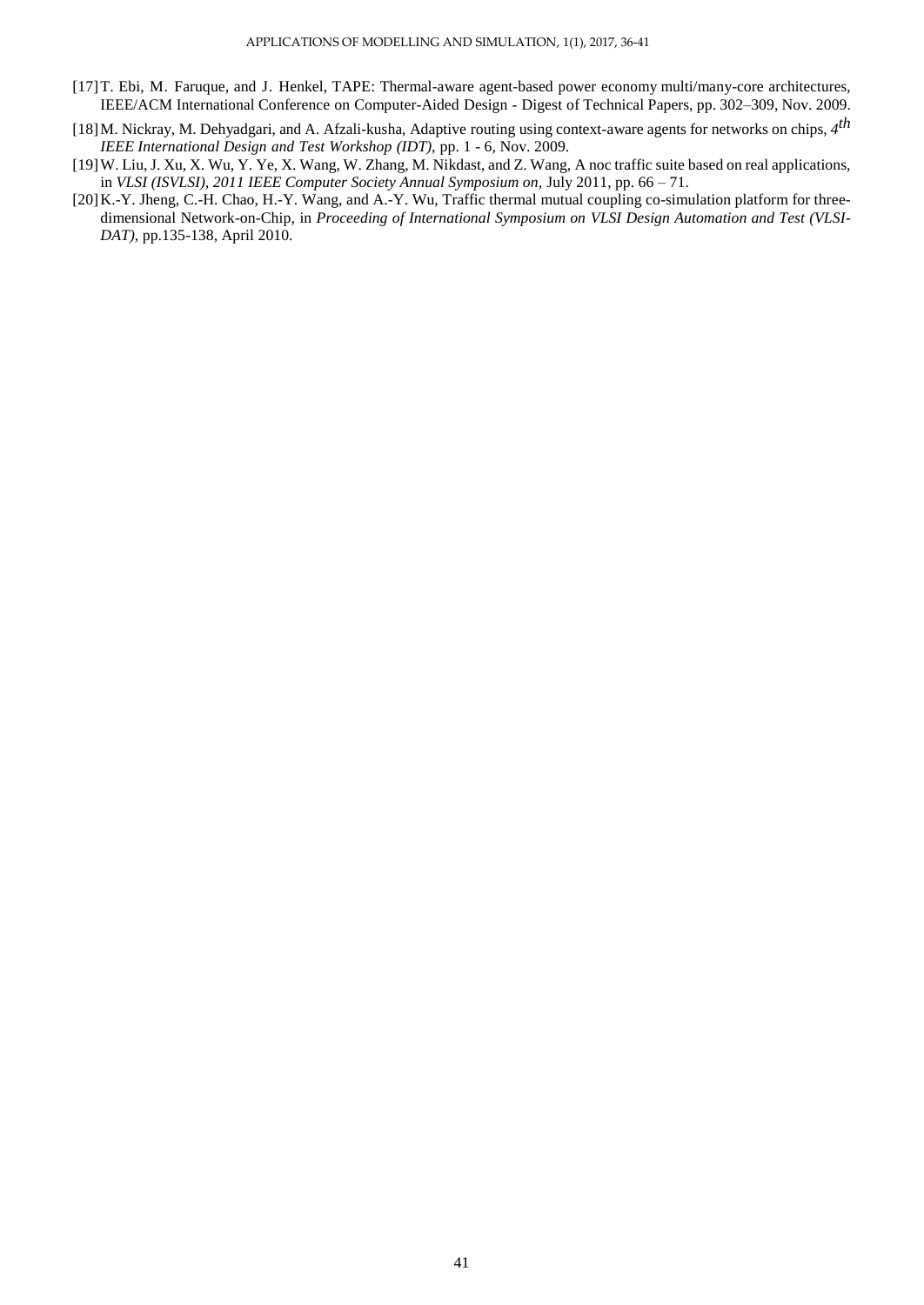[17] T. Ebi, M. Faruque, and J. Henkel, TAPE: Thermal-aware agent-based power economy multi/many-core architectures, IEEE/ACM International Conference on Computer-Aided Design - Digest of Technical Papers, pp. 302–309, Nov. 2009.

[18] M. Nickray, M. Dehyadgari, and A. Afzali-kusha, Adaptive routing using context-aware agents for networks on chips, *4th IEEE International Design and Test Workshop (IDT)*, pp. 1 - 6, Nov. 2009.

[19] W. Liu, J. Xu, X. Wu, Y. Ye, X. Wang, W. Zhang, M. Nikdast, and Z. Wang, A noc traffic suite based on real applications, in *VLSI (ISVLSI), 2011 IEEE Computer Society Annual Symposium on*, July 2011, pp. 66 – 71.

[20] K.-Y. Jheng, C.-H. Chao, H.-Y. Wang, and A.-Y. Wu, Traffic thermal mutual coupling co-simulation platform for three-dimensional Network-on-Chip, in *Proceeding of International Symposium on VLSI Design Automation and Test (VLSI-DAT)*, pp.135-138, April 2010.